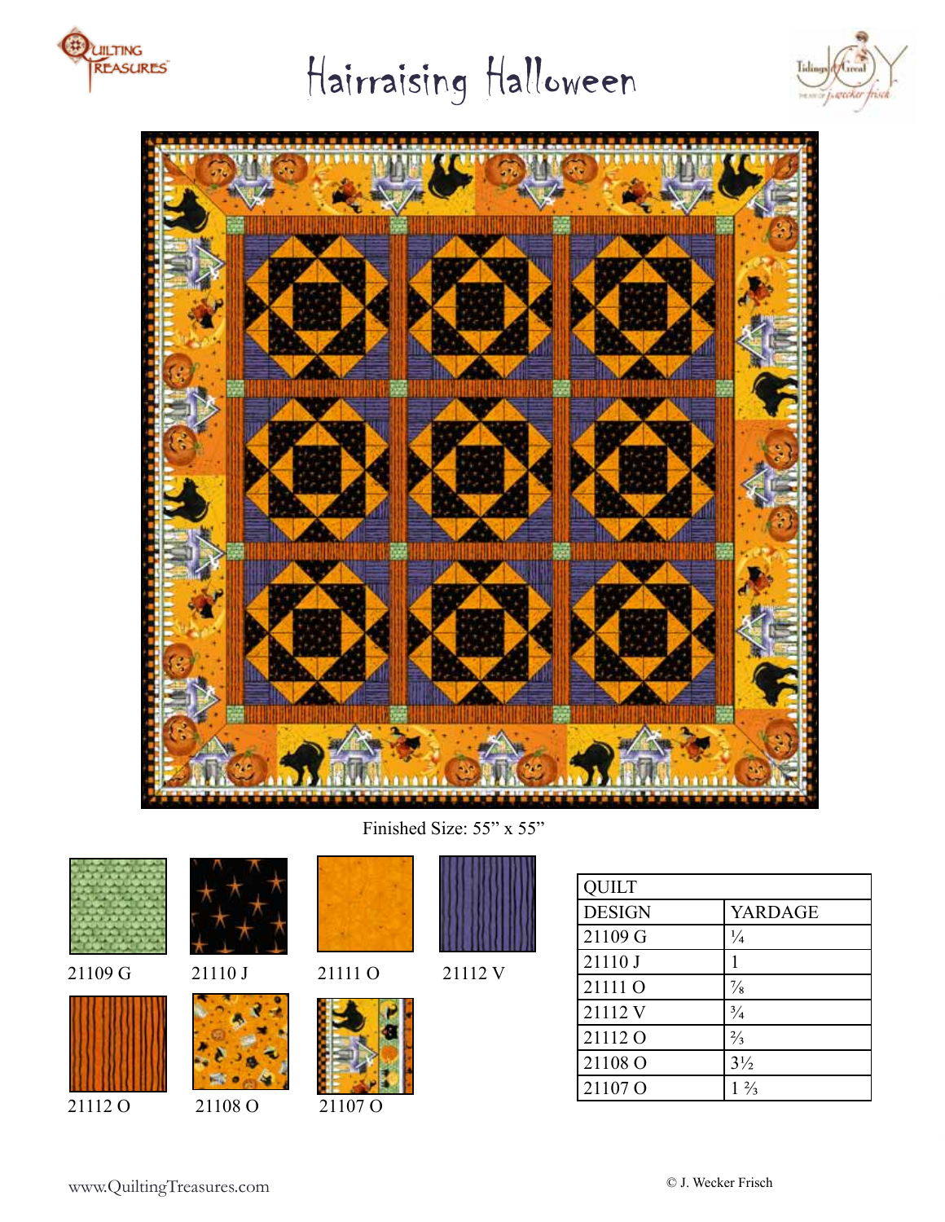# Hairraising Halloween

Finished Size: 55" x 55"

21109 G

21110 J

21111 O

21112 V

21112 O

21108 O

21107 O

| QUILT | |
|---|---|
| DESIGN | YARDAGE |
| 21109 G | ¼ |
| 21110 J | 1 |
| 21111 O | ⅞ |
| 21112 V | ¾ |
| 21112 O | ⅔ |
| 21108 O | 3½ |
| 21107 O | 1 ⅔ |

www.QuiltingTreasures.com

© J. Wecker Frisch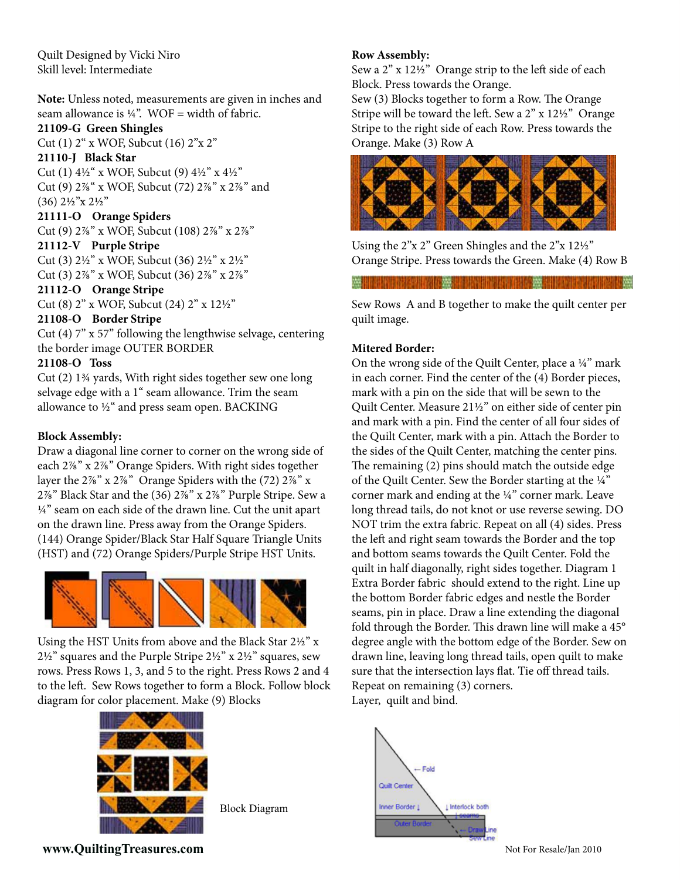Quilt Designed by Vicki Niro
Skill level: Intermediate

**Note:** Unless noted, measurements are given in inches and seam allowance is ¼". WOF = width of fabric.

**21109-G Green Shingles**
Cut (1) 2" x WOF, Subcut (16) 2"x 2"

**21110-J Black Star**
Cut (1) 4½" x WOF, Subcut (9) 4½" x 4½"
Cut (9) 2⅞" x WOF, Subcut (72) 2⅞" x 2⅞" and (36) 2½"x 2½"

**21111-O Orange Spiders**
Cut (9) 2⅞" x WOF, Subcut (108) 2⅞" x 2⅞"

**21112-V Purple Stripe**
Cut (3) 2½" x WOF, Subcut (36) 2½" x 2½"
Cut (3) 2⅞" x WOF, Subcut (36) 2⅞" x 2⅞"

**21112-O Orange Stripe**
Cut (8) 2" x WOF, Subcut (24) 2" x 12½"

**21108-O Border Stripe**
Cut (4) 7" x 57" following the lengthwise selvage, centering the border image OUTER BORDER

**21108-O Toss**
Cut (2) 1¾ yards, With right sides together sew one long selvage edge with a 1" seam allowance. Trim the seam allowance to ½" and press seam open. BACKING

**Block Assembly:**
Draw a diagonal line corner to corner on the wrong side of each 2⅞" x 2⅞" Orange Spiders. With right sides together layer the 2⅞" x 2⅞" Orange Spiders with the (72) 2⅞" x 2⅞" Black Star and the (36) 2⅞" x 2⅞" Purple Stripe. Sew a ¼" seam on each side of the drawn line. Cut the unit apart on the drawn line. Press away from the Orange Spiders. (144) Orange Spider/Black Star Half Square Triangle Units (HST) and (72) Orange Spiders/Purple Stripe HST Units.

Using the HST Units from above and the Black Star 2½" x 2½" squares and the Purple Stripe 2½" x 2½" squares, sew rows. Press Rows 1, 3, and 5 to the right. Press Rows 2 and 4 to the left. Sew Rows together to form a Block. Follow block diagram for color placement. Make (9) Blocks

Block Diagram

**Row Assembly:**
Sew a 2" x 12½" Orange strip to the left side of each Block. Press towards the Orange.
Sew (3) Blocks together to form a Row. The Orange Stripe will be toward the left. Sew a 2" x 12½" Orange Stripe to the right side of each Row. Press towards the Orange. Make (3) Row A

Using the 2"x 2" Green Shingles and the 2"x 12½" Orange Stripe. Press towards the Green. Make (4) Row B

Sew Rows A and B together to make the quilt center per quilt image.

**Mitered Border:**
On the wrong side of the Quilt Center, place a ¼" mark in each corner. Find the center of the (4) Border pieces, mark with a pin on the side that will be sewn to the Quilt Center. Measure 21½" on either side of center pin and mark with a pin. Find the center of all four sides of the Quilt Center, mark with a pin. Attach the Border to the sides of the Quilt Center, matching the center pins. The remaining (2) pins should match the outside edge of the Quilt Center. Sew the Border starting at the ¼" corner mark and ending at the ¼" corner mark. Leave long thread tails, do not knot or use reverse sewing. DO NOT trim the extra fabric. Repeat on all (4) sides. Press the left and right seam towards the Border and the top and bottom seams towards the Quilt Center. Fold the quilt in half diagonally, right sides together. Diagram 1 Extra Border fabric should extend to the right. Line up the bottom Border fabric edges and nestle the Border seams, pin in place. Draw a line extending the diagonal fold through the Border. This drawn line will make a 45° degree angle with the bottom edge of the Border. Sew on drawn line, leaving long thread tails, open quilt to make sure that the intersection lays flat. Tie off thread tails. Repeat on remaining (3) corners.
Layer, quilt and bind.

Fold
Quilt Center
Inner Border
Interlock both seams
Outer Border
Draw Line
Sew Line

www.QuiltingTreasures.com

Not For Resale/Jan 2010